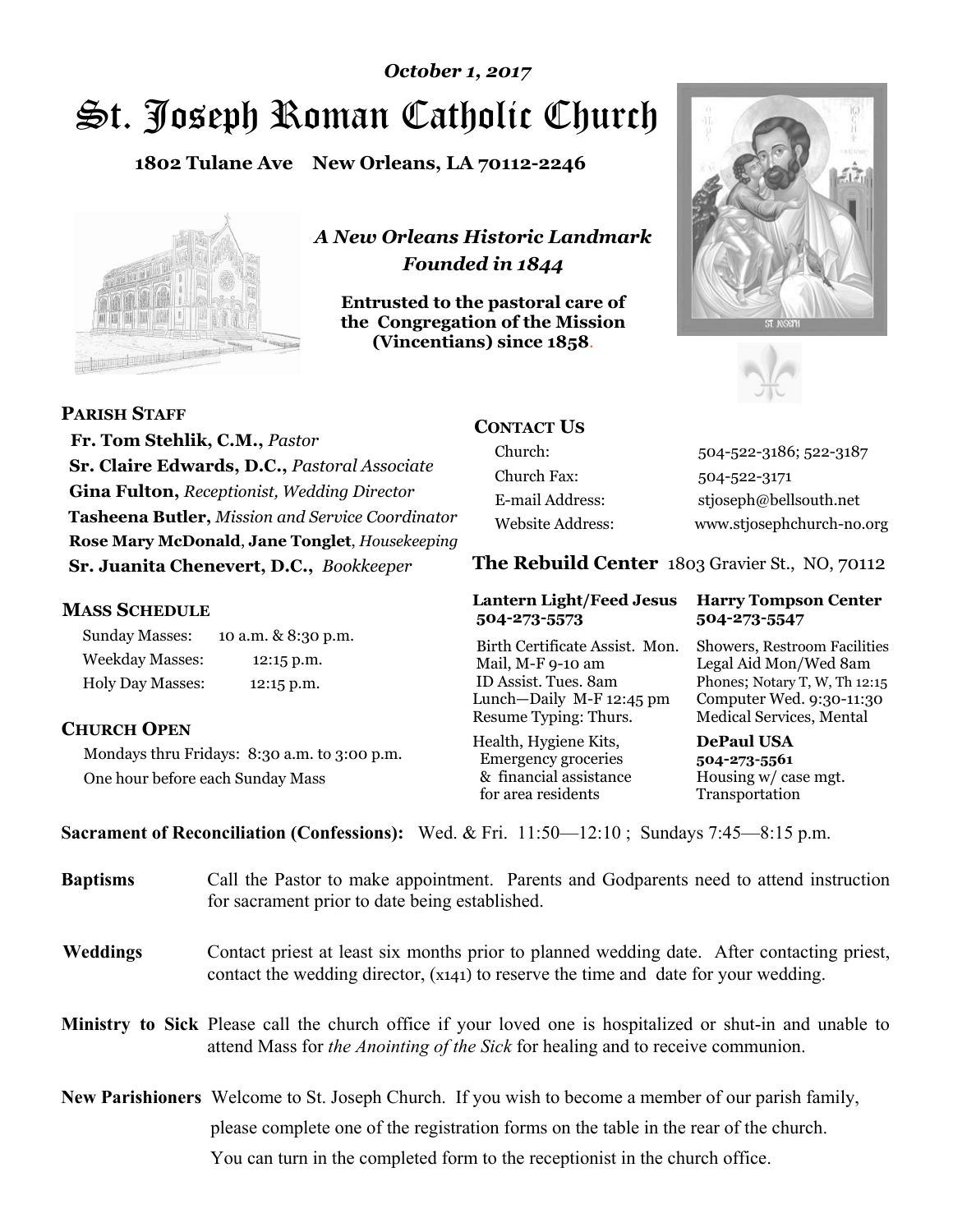*October 1, 2017*

# St. Joseph Roman Catholic Church

**1802 Tulane Ave New Orleans, LA 70112-2246**

***A New Orleans Historic Landmark***
***Founded in 1844***

**Entrusted to the pastoral care of the Congregation of the Mission (Vincentians) since 1858.**

## PARISH STAFF

**Fr. Tom Stehlik, C.M.,** *Pastor*
**Sr. Claire Edwards, D.C.,** *Pastoral Associate*
**Gina Fulton,** *Receptionist, Wedding Director*
**Tasheena Butler,** *Mission and Service Coordinator*
**Rose Mary McDonald**, **Jane Tonglet**, *Housekeeping*
**Sr. Juanita Chenevert, D.C.,** *Bookkeeper*

## MASS SCHEDULE

| | |
|---|---|
| Sunday Masses: | 10 a.m. & 8:30 p.m. |
| Weekday Masses: | 12:15 p.m. |
| Holy Day Masses: | 12:15 p.m. |

## CHURCH OPEN

Mondays thru Fridays: 8:30 a.m. to 3:00 p.m.
One hour before each Sunday Mass

## CONTACT US

| | |
|---|---|
| Church: | 504-522-3186; 522-3187 |
| Church Fax: | 504-522-3171 |
| E-mail Address: | stjoseph@bellsouth.net |
| Website Address: | www.stjosephchurch-no.org |

## The Rebuild Center 1803 Gravier St., NO, 70112

**Lantern Light/Feed Jesus 504-273-5573**

Birth Certificate Assist. Mon.
Mail, M-F 9-10 am
ID Assist. Tues. 8am
Lunch—Daily M-F 12:45 pm
Resume Typing: Thurs.

Health, Hygiene Kits, Emergency groceries & financial assistance for area residents

**Harry Tompson Center 504-273-5547**

Showers, Restroom Facilities
Legal Aid Mon/Wed 8am
Phones; Notary T, W, Th 12:15
Computer Wed. 9:30-11:30
Medical Services, Mental

**DePaul USA 504-273-5561**

Housing w/ case mgt.
Transportation

**Sacrament of Reconciliation (Confessions):** Wed. & Fri. 11:50—12:10 ; Sundays 7:45—8:15 p.m.

**Baptisms** Call the Pastor to make appointment. Parents and Godparents need to attend instruction for sacrament prior to date being established.

**Weddings** Contact priest at least six months prior to planned wedding date. After contacting priest, contact the wedding director, (x141) to reserve the time and date for your wedding.

**Ministry to Sick** Please call the church office if your loved one is hospitalized or shut-in and unable to attend Mass for *the Anointing of the Sick* for healing and to receive communion.

**New Parishioners** Welcome to St. Joseph Church. If you wish to become a member of our parish family, please complete one of the registration forms on the table in the rear of the church. You can turn in the completed form to the receptionist in the church office.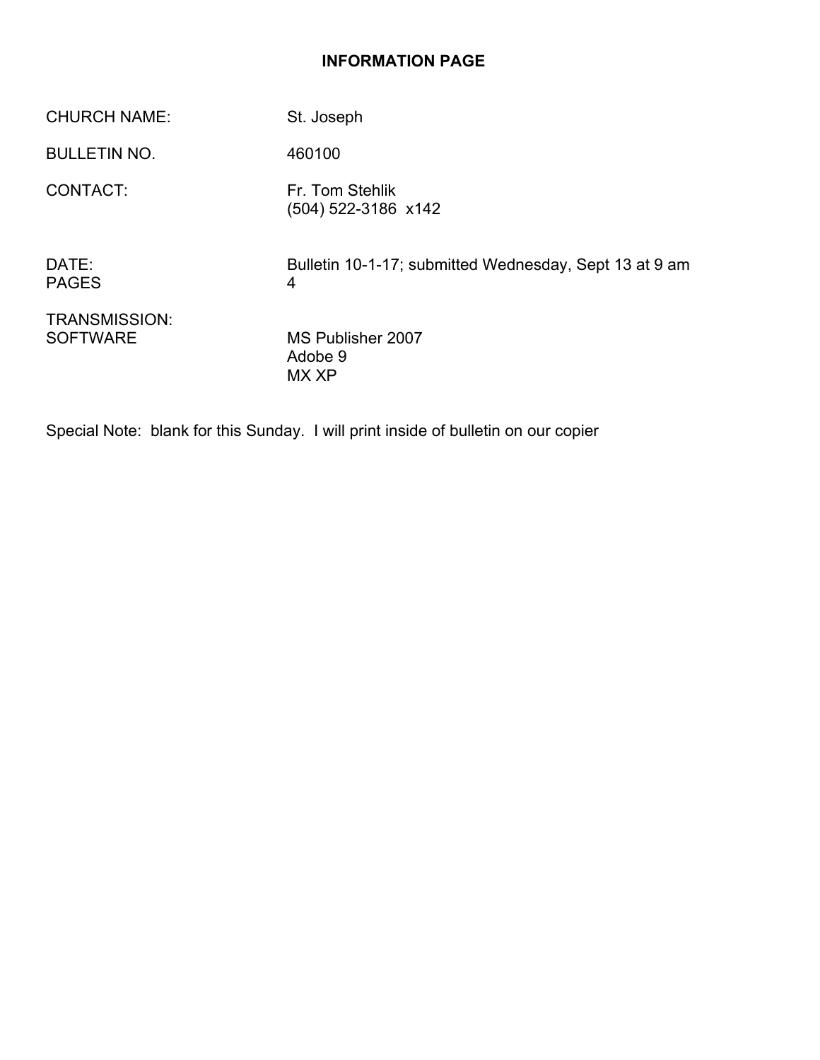# INFORMATION PAGE

| | |
|---|---|
| CHURCH NAME: | St. Joseph |
| BULLETIN NO. | 460100 |
| CONTACT: | Fr. Tom Stehlik<br>(504) 522-3186 x142 |
| DATE:<br>PAGES | Bulletin 10-1-17; submitted Wednesday, Sept 13 at 9 am<br>4 |
| TRANSMISSION:<br>SOFTWARE | MS Publisher 2007<br>Adobe 9<br>MX XP |

Special Note: blank for this Sunday. I will print inside of bulletin on our copier